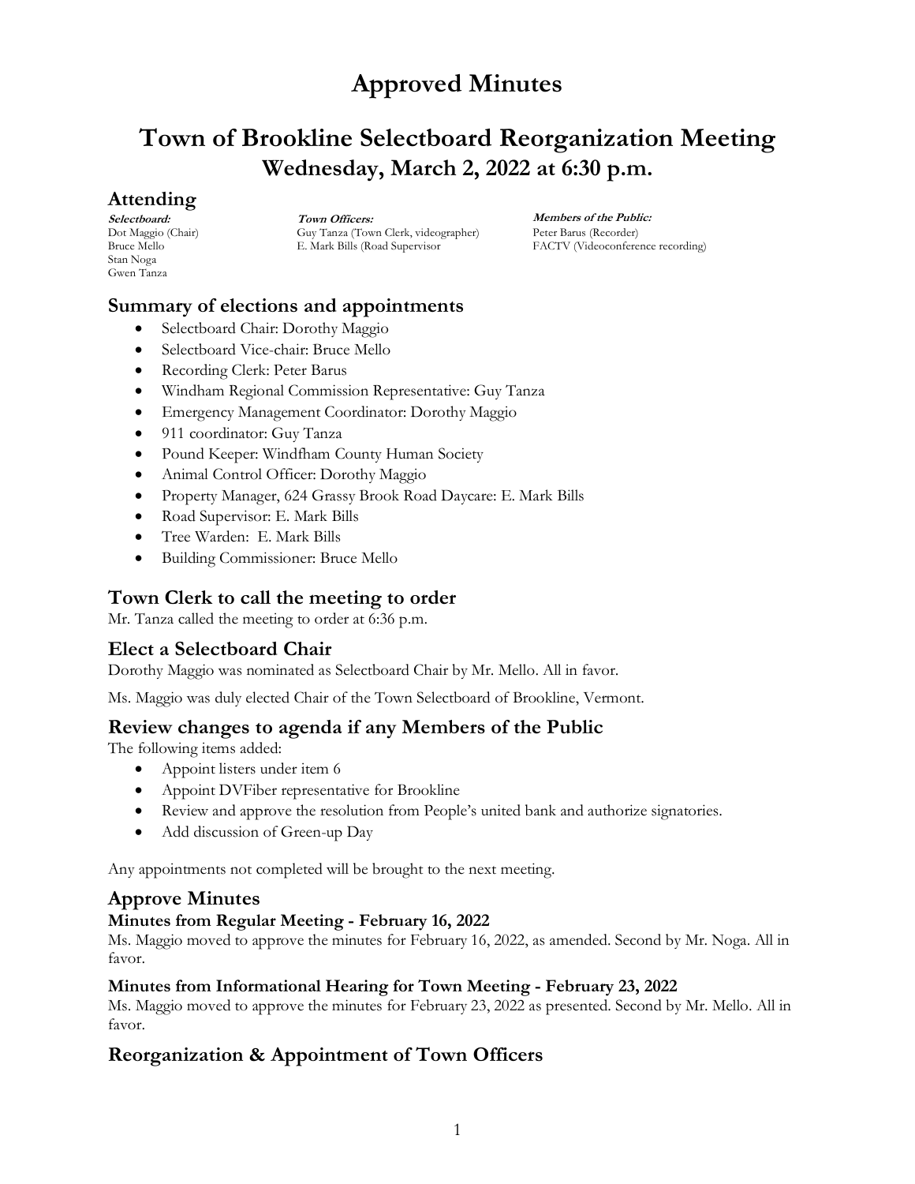# Approved Minutes

# Town of Brookline Selectboard Reorganization Meeting

## Wednesday, March 2, 2022 at 6:30 p.m.

## Attending

***Selectboard:***
Dot Maggio (Chair)
Bruce Mello
Stan Noga
Gwen Tanza

***Town Officers:***
Guy Tanza (Town Clerk, videographer)
E. Mark Bills (Road Supervisor

***Members of the Public:***
Peter Barus (Recorder)
FACTV (Videoconference recording)

## Summary of elections and appointments

- Selectboard Chair: Dorothy Maggio
- Selectboard Vice-chair: Bruce Mello
- Recording Clerk: Peter Barus
- Windham Regional Commission Representative: Guy Tanza
- Emergency Management Coordinator: Dorothy Maggio
- 911 coordinator: Guy Tanza
- Pound Keeper: Windfham County Human Society
- Animal Control Officer: Dorothy Maggio
- Property Manager, 624 Grassy Brook Road Daycare: E. Mark Bills
- Road Supervisor: E. Mark Bills
- Tree Warden: E. Mark Bills
- Building Commissioner: Bruce Mello

## Town Clerk to call the meeting to order

Mr. Tanza called the meeting to order at 6:36 p.m.

## Elect a Selectboard Chair

Dorothy Maggio was nominated as Selectboard Chair by Mr. Mello. All in favor.

Ms. Maggio was duly elected Chair of the Town Selectboard of Brookline, Vermont.

## Review changes to agenda if any Members of the Public

The following items added:

- Appoint listers under item 6
- Appoint DVFiber representative for Brookline
- Review and approve the resolution from People's united bank and authorize signatories.
- Add discussion of Green-up Day

Any appointments not completed will be brought to the next meeting.

## Approve Minutes

### Minutes from Regular Meeting - February 16, 2022

Ms. Maggio moved to approve the minutes for February 16, 2022, as amended. Second by Mr. Noga. All in favor.

### Minutes from Informational Hearing for Town Meeting - February 23, 2022

Ms. Maggio moved to approve the minutes for February 23, 2022 as presented. Second by Mr. Mello. All in favor.

## Reorganization & Appointment of Town Officers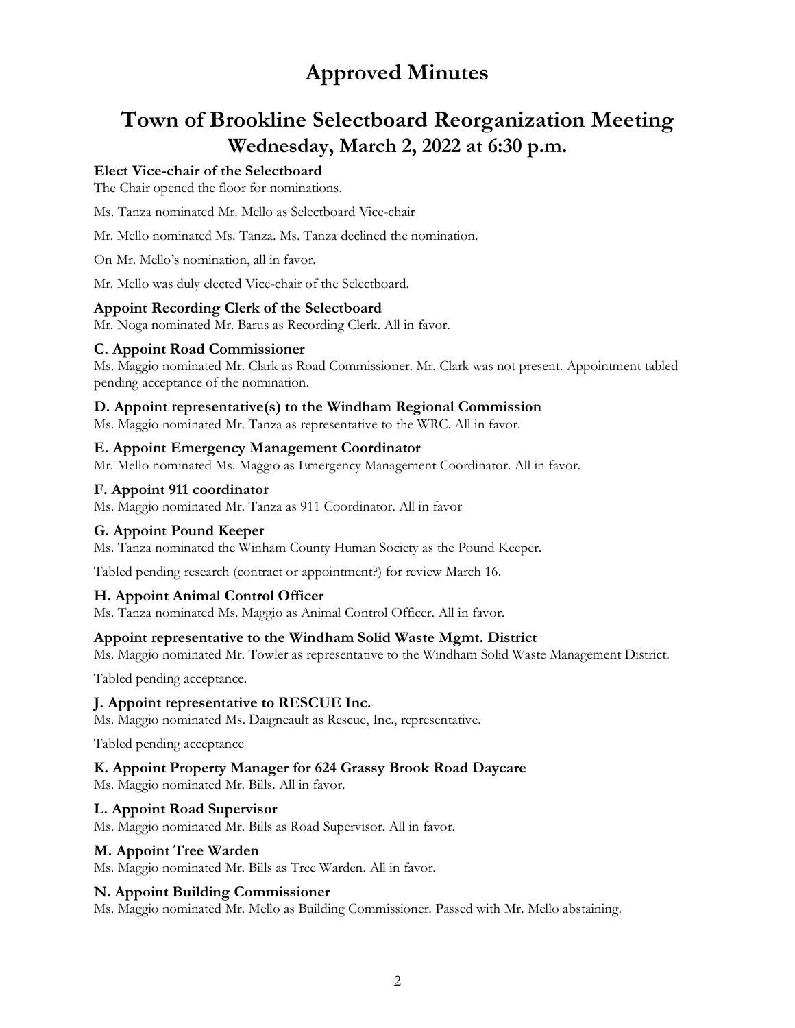# Approved Minutes

# Town of Brookline Selectboard Reorganization Meeting

## Wednesday, March 2, 2022 at 6:30 p.m.

**Elect Vice-chair of the Selectboard**

The Chair opened the floor for nominations.

Ms. Tanza nominated Mr. Mello as Selectboard Vice-chair

Mr. Mello nominated Ms. Tanza. Ms. Tanza declined the nomination.

On Mr. Mello's nomination, all in favor.

Mr. Mello was duly elected Vice-chair of the Selectboard.

**Appoint Recording Clerk of the Selectboard**

Mr. Noga nominated Mr. Barus as Recording Clerk. All in favor.

**C. Appoint Road Commissioner**

Ms. Maggio nominated Mr. Clark as Road Commissioner. Mr. Clark was not present. Appointment tabled pending acceptance of the nomination.

**D. Appoint representative(s) to the Windham Regional Commission**

Ms. Maggio nominated Mr. Tanza as representative to the WRC. All in favor.

**E. Appoint Emergency Management Coordinator**

Mr. Mello nominated Ms. Maggio as Emergency Management Coordinator. All in favor.

**F. Appoint 911 coordinator**

Ms. Maggio nominated Mr. Tanza as 911 Coordinator. All in favor

**G. Appoint Pound Keeper**

Ms. Tanza nominated the Winham County Human Society as the Pound Keeper.

Tabled pending research (contract or appointment?) for review March 16.

**H. Appoint Animal Control Officer**

Ms. Tanza nominated Ms. Maggio as Animal Control Officer. All in favor.

**Appoint representative to the Windham Solid Waste Mgmt. District**

Ms. Maggio nominated Mr. Towler as representative to the Windham Solid Waste Management District.

Tabled pending acceptance.

**J. Appoint representative to RESCUE Inc.**

Ms. Maggio nominated Ms. Daigneault as Rescue, Inc., representative.

Tabled pending acceptance

**K. Appoint Property Manager for 624 Grassy Brook Road Daycare**

Ms. Maggio nominated Mr. Bills. All in favor.

**L. Appoint Road Supervisor**

Ms. Maggio nominated Mr. Bills as Road Supervisor. All in favor.

**M. Appoint Tree Warden**

Ms. Maggio nominated Mr. Bills as Tree Warden. All in favor.

**N. Appoint Building Commissioner**

Ms. Maggio nominated Mr. Mello as Building Commissioner. Passed with Mr. Mello abstaining.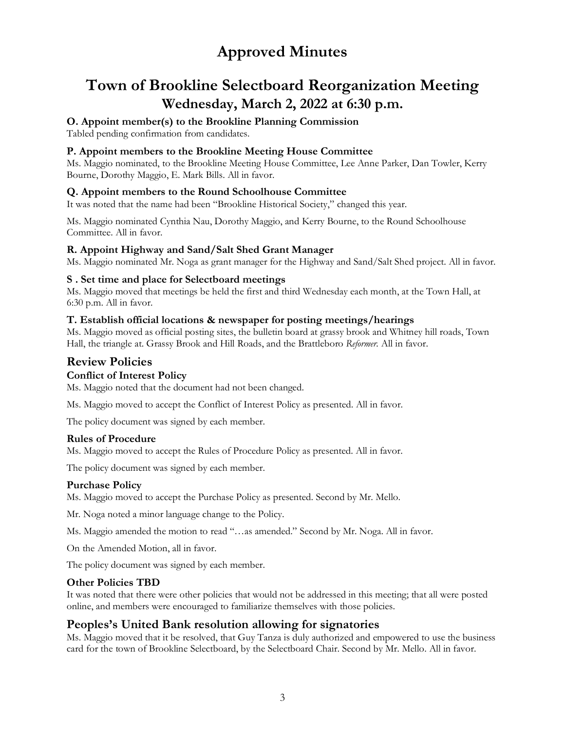# Approved Minutes

# Town of Brookline Selectboard Reorganization Meeting

## Wednesday, March 2, 2022 at 6:30 p.m.

### O. Appoint member(s) to the Brookline Planning Commission

Tabled pending confirmation from candidates.

### P. Appoint members to the Brookline Meeting House Committee

Ms. Maggio nominated, to the Brookline Meeting House Committee, Lee Anne Parker, Dan Towler, Kerry Bourne, Dorothy Maggio, E. Mark Bills. All in favor.

### Q. Appoint members to the Round Schoolhouse Committee

It was noted that the name had been "Brookline Historical Society," changed this year.

Ms. Maggio nominated Cynthia Nau, Dorothy Maggio, and Kerry Bourne, to the Round Schoolhouse Committee. All in favor.

### R. Appoint Highway and Sand/Salt Shed Grant Manager

Ms. Maggio nominated Mr. Noga as grant manager for the Highway and Sand/Salt Shed project. All in favor.

### S . Set time and place for Selectboard meetings

Ms. Maggio moved that meetings be held the first and third Wednesday each month, at the Town Hall, at 6:30 p.m. All in favor.

### T. Establish official locations & newspaper for posting meetings/hearings

Ms. Maggio moved as official posting sites, the bulletin board at grassy brook and Whitney hill roads, Town Hall, the triangle at. Grassy Brook and Hill Roads, and the Brattleboro *Reformer*. All in favor.

## Review Policies

### Conflict of Interest Policy

Ms. Maggio noted that the document had not been changed.

Ms. Maggio moved to accept the Conflict of Interest Policy as presented. All in favor.

The policy document was signed by each member.

### Rules of Procedure

Ms. Maggio moved to accept the Rules of Procedure Policy as presented. All in favor.

The policy document was signed by each member.

### Purchase Policy

Ms. Maggio moved to accept the Purchase Policy as presented. Second by Mr. Mello.

Mr. Noga noted a minor language change to the Policy.

Ms. Maggio amended the motion to read "…as amended." Second by Mr. Noga. All in favor.

On the Amended Motion, all in favor.

The policy document was signed by each member.

### Other Policies TBD

It was noted that there were other policies that would not be addressed in this meeting; that all were posted online, and members were encouraged to familiarize themselves with those policies.

## Peoples's United Bank resolution allowing for signatories

Ms. Maggio moved that it be resolved, that Guy Tanza is duly authorized and empowered to use the business card for the town of Brookline Selectboard, by the Selectboard Chair. Second by Mr. Mello. All in favor.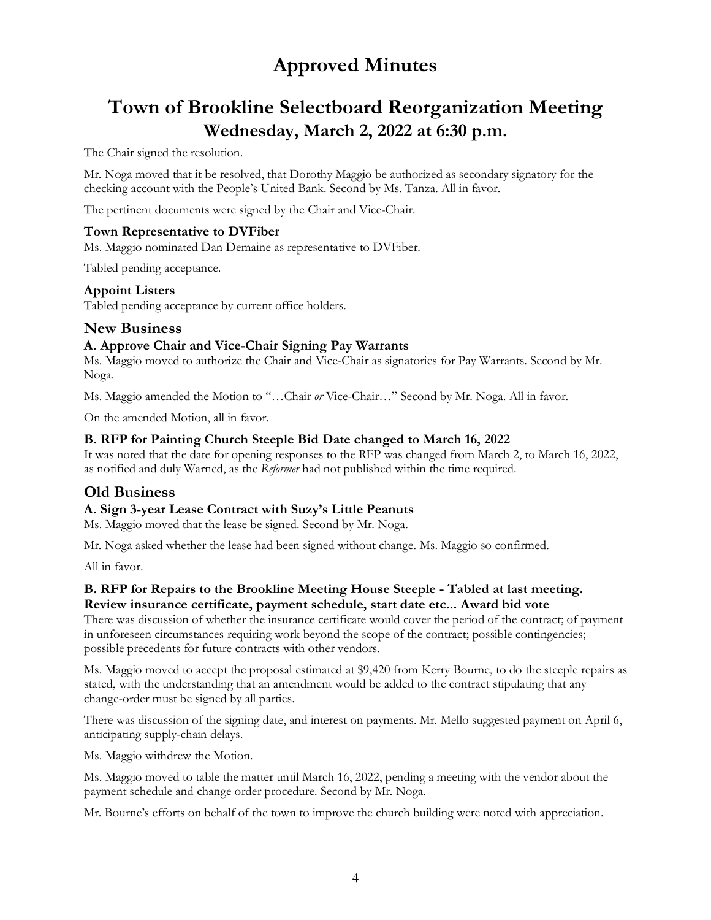# Approved Minutes

# Town of Brookline Selectboard Reorganization Meeting

## Wednesday, March 2, 2022 at 6:30 p.m.

The Chair signed the resolution.

Mr. Noga moved that it be resolved, that Dorothy Maggio be authorized as secondary signatory for the checking account with the People's United Bank. Second by Ms. Tanza. All in favor.

The pertinent documents were signed by the Chair and Vice-Chair.

### Town Representative to DVFiber

Ms. Maggio nominated Dan Demaine as representative to DVFiber.

Tabled pending acceptance.

### Appoint Listers

Tabled pending acceptance by current office holders.

## New Business

### A. Approve Chair and Vice-Chair Signing Pay Warrants

Ms. Maggio moved to authorize the Chair and Vice-Chair as signatories for Pay Warrants. Second by Mr. Noga.

Ms. Maggio amended the Motion to "…Chair *or* Vice-Chair…" Second by Mr. Noga. All in favor.

On the amended Motion, all in favor.

### B. RFP for Painting Church Steeple Bid Date changed to March 16, 2022

It was noted that the date for opening responses to the RFP was changed from March 2, to March 16, 2022, as notified and duly Warned, as the *Reformer* had not published within the time required.

## Old Business

### A. Sign 3-year Lease Contract with Suzy's Little Peanuts

Ms. Maggio moved that the lease be signed. Second by Mr. Noga.

Mr. Noga asked whether the lease had been signed without change. Ms. Maggio so confirmed.

All in favor.

### B. RFP for Repairs to the Brookline Meeting House Steeple - Tabled at last meeting. Review insurance certificate, payment schedule, start date etc... Award bid vote

There was discussion of whether the insurance certificate would cover the period of the contract; of payment in unforeseen circumstances requiring work beyond the scope of the contract; possible contingencies; possible precedents for future contracts with other vendors.

Ms. Maggio moved to accept the proposal estimated at $9,420 from Kerry Bourne, to do the steeple repairs as stated, with the understanding that an amendment would be added to the contract stipulating that any change-order must be signed by all parties.

There was discussion of the signing date, and interest on payments. Mr. Mello suggested payment on April 6, anticipating supply-chain delays.

Ms. Maggio withdrew the Motion.

Ms. Maggio moved to table the matter until March 16, 2022, pending a meeting with the vendor about the payment schedule and change order procedure. Second by Mr. Noga.

Mr. Bourne's efforts on behalf of the town to improve the church building were noted with appreciation.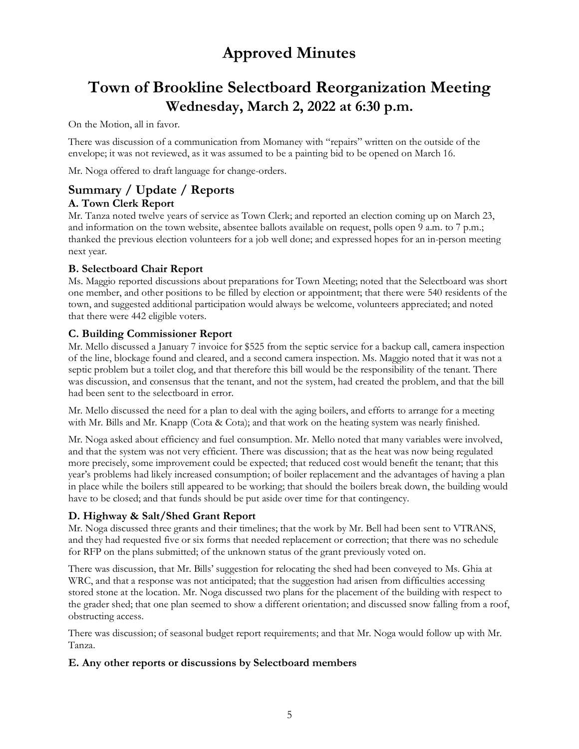# Approved Minutes

# Town of Brookline Selectboard Reorganization Meeting

## Wednesday, March 2, 2022 at 6:30 p.m.

On the Motion, all in favor.

There was discussion of a communication from Momaney with "repairs" written on the outside of the envelope; it was not reviewed, as it was assumed to be a painting bid to be opened on March 16.

Mr. Noga offered to draft language for change-orders.

## Summary / Update / Reports

### A. Town Clerk Report

Mr. Tanza noted twelve years of service as Town Clerk; and reported an election coming up on March 23, and information on the town website, absentee ballots available on request, polls open 9 a.m. to 7 p.m.; thanked the previous election volunteers for a job well done; and expressed hopes for an in-person meeting next year.

### B. Selectboard Chair Report

Ms. Maggio reported discussions about preparations for Town Meeting; noted that the Selectboard was short one member, and other positions to be filled by election or appointment; that there were 540 residents of the town, and suggested additional participation would always be welcome, volunteers appreciated; and noted that there were 442 eligible voters.

### C. Building Commissioner Report

Mr. Mello discussed a January 7 invoice for $525 from the septic service for a backup call, camera inspection of the line, blockage found and cleared, and a second camera inspection. Ms. Maggio noted that it was not a septic problem but a toilet clog, and that therefore this bill would be the responsibility of the tenant. There was discussion, and consensus that the tenant, and not the system, had created the problem, and that the bill had been sent to the selectboard in error.

Mr. Mello discussed the need for a plan to deal with the aging boilers, and efforts to arrange for a meeting with Mr. Bills and Mr. Knapp (Cota & Cota); and that work on the heating system was nearly finished.

Mr. Noga asked about efficiency and fuel consumption. Mr. Mello noted that many variables were involved, and that the system was not very efficient. There was discussion; that as the heat was now being regulated more precisely, some improvement could be expected; that reduced cost would benefit the tenant; that this year's problems had likely increased consumption; of boiler replacement and the advantages of having a plan in place while the boilers still appeared to be working; that should the boilers break down, the building would have to be closed; and that funds should be put aside over time for that contingency.

### D. Highway & Salt/Shed Grant Report

Mr. Noga discussed three grants and their timelines; that the work by Mr. Bell had been sent to VTRANS, and they had requested five or six forms that needed replacement or correction; that there was no schedule for RFP on the plans submitted; of the unknown status of the grant previously voted on.

There was discussion, that Mr. Bills' suggestion for relocating the shed had been conveyed to Ms. Ghia at WRC, and that a response was not anticipated; that the suggestion had arisen from difficulties accessing stored stone at the location. Mr. Noga discussed two plans for the placement of the building with respect to the grader shed; that one plan seemed to show a different orientation; and discussed snow falling from a roof, obstructing access.

There was discussion; of seasonal budget report requirements; and that Mr. Noga would follow up with Mr. Tanza.

### E. Any other reports or discussions by Selectboard members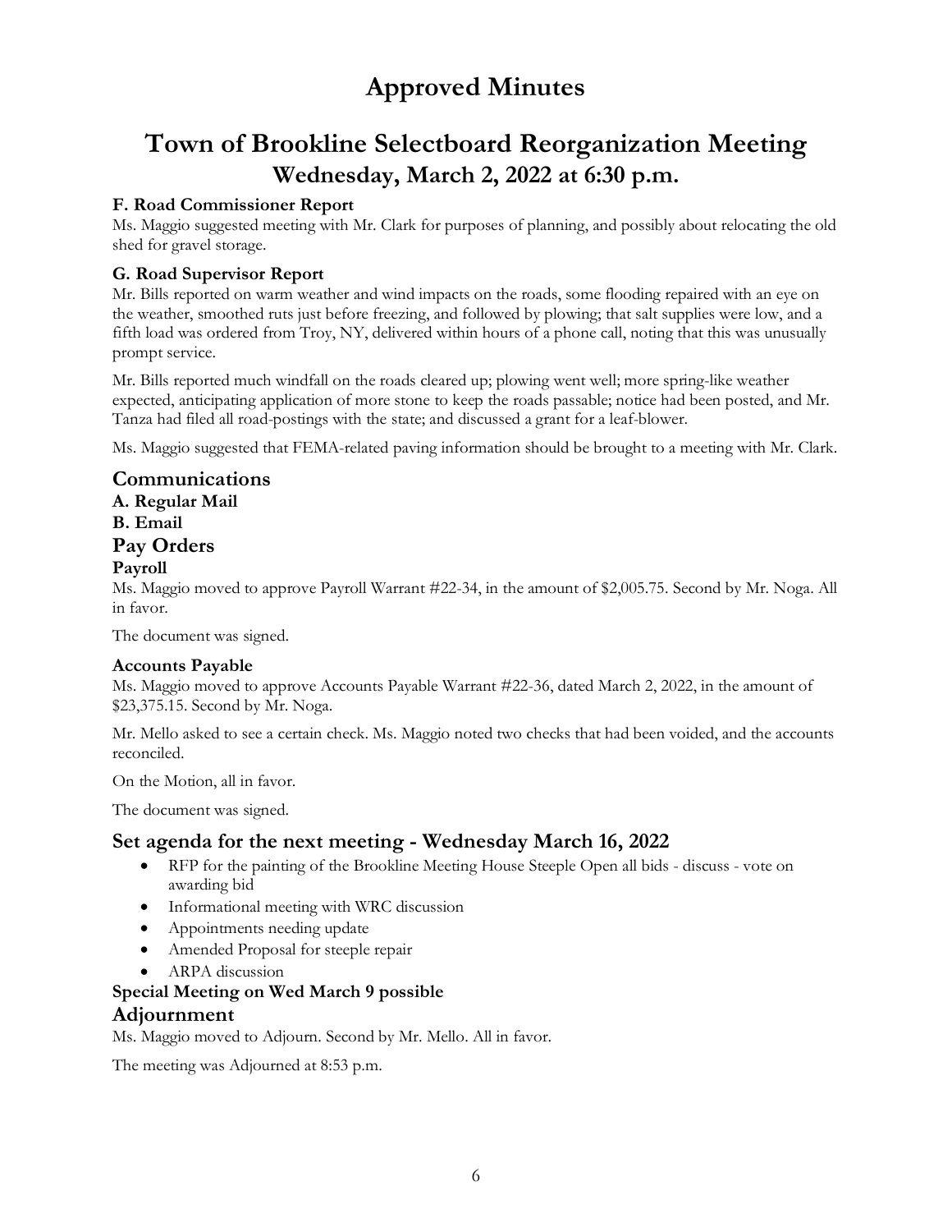# Approved Minutes

# Town of Brookline Selectboard Reorganization Meeting
## Wednesday, March 2, 2022 at 6:30 p.m.

#### F. Road Commissioner Report

Ms. Maggio suggested meeting with Mr. Clark for purposes of planning, and possibly about relocating the old shed for gravel storage.

#### G. Road Supervisor Report

Mr. Bills reported on warm weather and wind impacts on the roads, some flooding repaired with an eye on the weather, smoothed ruts just before freezing, and followed by plowing; that salt supplies were low, and a fifth load was ordered from Troy, NY, delivered within hours of a phone call, noting that this was unusually prompt service.

Mr. Bills reported much windfall on the roads cleared up; plowing went well; more spring-like weather expected, anticipating application of more stone to keep the roads passable; notice had been posted, and Mr. Tanza had filed all road-postings with the state; and discussed a grant for a leaf-blower.

Ms. Maggio suggested that FEMA-related paving information should be brought to a meeting with Mr. Clark.

### Communications

#### A. Regular Mail

#### B. Email

### Pay Orders

#### Payroll

Ms. Maggio moved to approve Payroll Warrant #22-34, in the amount of $2,005.75. Second by Mr. Noga. All in favor.

The document was signed.

#### Accounts Payable

Ms. Maggio moved to approve Accounts Payable Warrant #22-36, dated March 2, 2022, in the amount of $23,375.15. Second by Mr. Noga.

Mr. Mello asked to see a certain check. Ms. Maggio noted two checks that had been voided, and the accounts reconciled.

On the Motion, all in favor.

The document was signed.

### Set agenda for the next meeting - Wednesday March 16, 2022

- RFP for the painting of the Brookline Meeting House Steeple Open all bids - discuss - vote on awarding bid
- Informational meeting with WRC discussion
- Appointments needing update
- Amended Proposal for steeple repair
- ARPA discussion

#### Special Meeting on Wed March 9 possible

### Adjournment

Ms. Maggio moved to Adjourn. Second by Mr. Mello. All in favor.

The meeting was Adjourned at 8:53 p.m.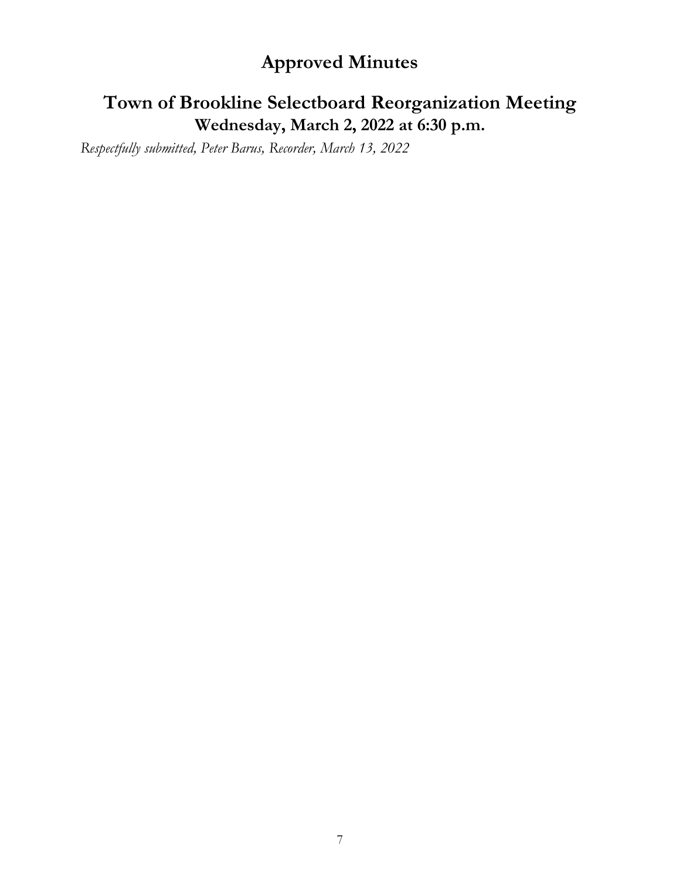# Approved Minutes

## Town of Brookline Selectboard Reorganization Meeting

### Wednesday, March 2, 2022 at 6:30 p.m.

*Respectfully submitted, Peter Barus, Recorder, March 13, 2022*